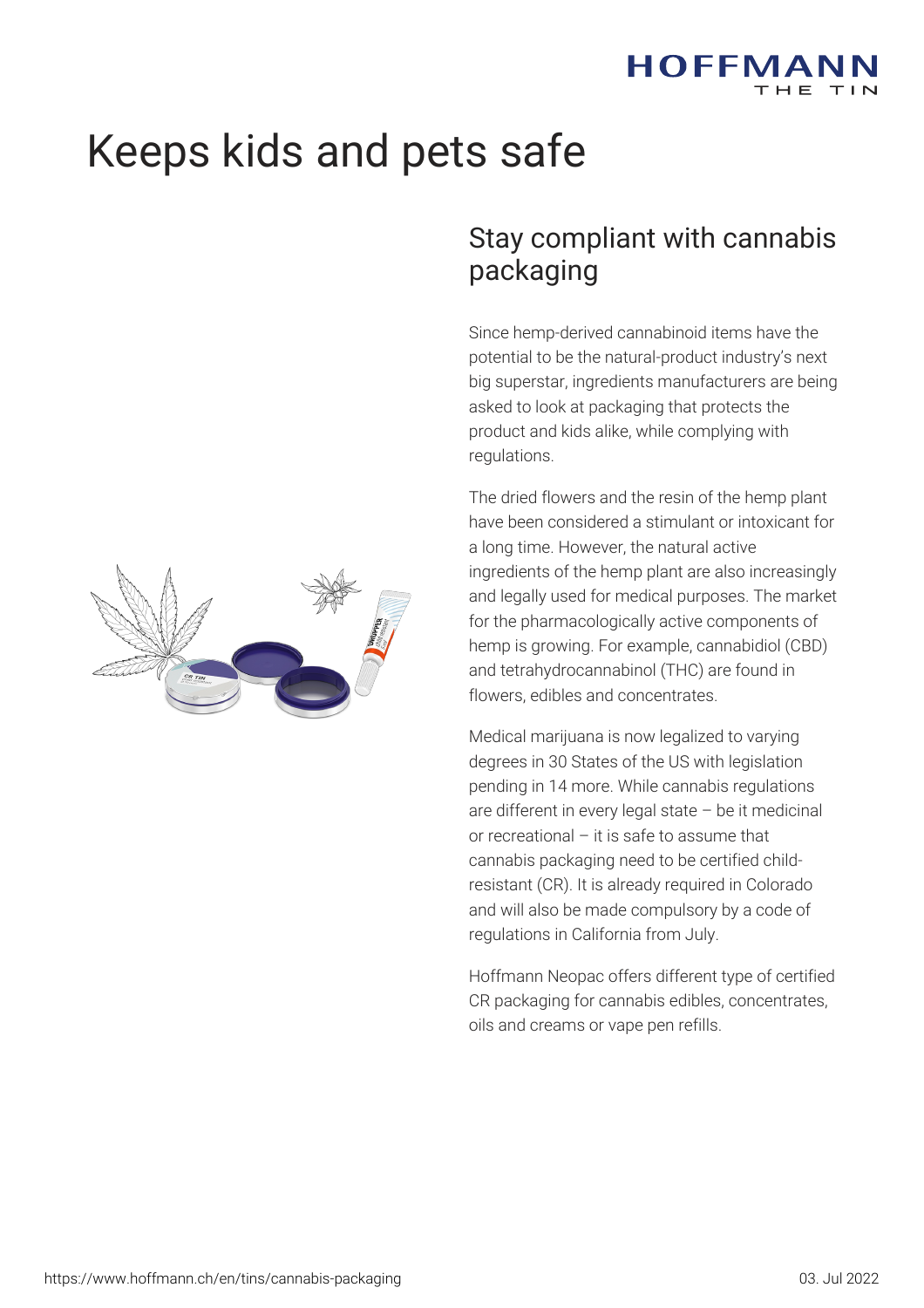# Keeps kids and pets safe

## Stay compliant with cannabis packaging

Since hemp-derived cannabinoid items have the potential to be the natural-product industry's next big superstar, ingredients manufacturers are being asked to look at packaging that protects the product and kids alike, while complying with regulations.

The dried flowers and the resin of the hemp plant have been considered a stimulant or intoxicant for a long time. However, the natural active ingredients of the hemp plant are also increasingly and legally used for medical purposes. The market for the pharmacologically active components of hemp is growing. For example, cannabidiol (CBD) and tetrahydrocannabinol (THC) are found in flowers, edibles and concentrates.

Medical marijuana is now legalized to varying degrees in 30 States of the US with legislation pending in 14 more. While cannabis regulations are different in every legal state – be it medicinal or recreational – it is safe to assume that cannabis packaging need to be certified child-resistant (CR). It is already required in Colorado and will also be made compulsory by a code of regulations in California from July.

Hoffmann Neopac offers different type of certified CR packaging for cannabis edibles, concentrates, oils and creams or vape pen refills.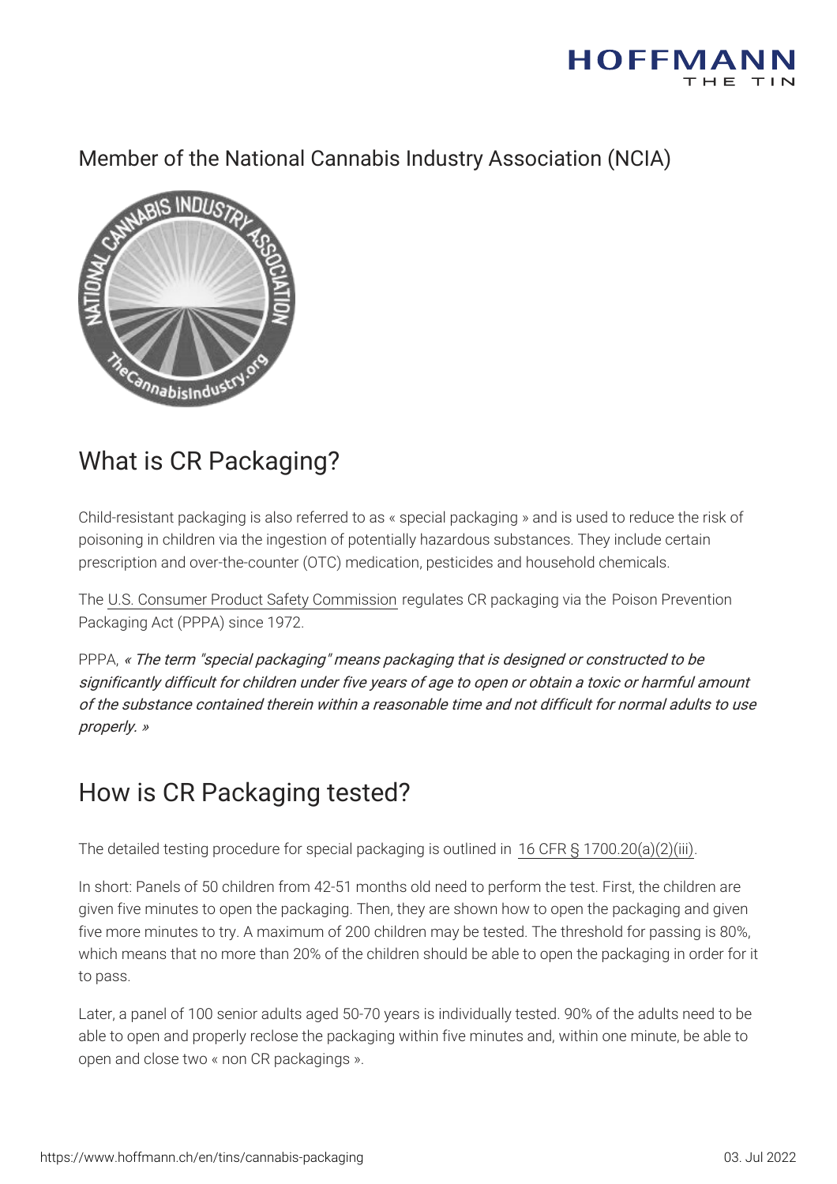Member of the National Cannabis Industry Association (NCIA)

## What is CR Packaging?

Child-resistant packaging is also referred to as « special packaging » and is used to reduce the risk of poisoning in children via the ingestion of potentially hazardous substances. They include certain prescription and over-the-counter (OTC) medication, pesticides and household chemicals.

The U.S. Consumer Product Safety Commission regulates CR packaging via the Poison Prevention Packaging Act (PPPA) since 1972.

PPPA, *« The term "special packaging" means packaging that is designed or constructed to be significantly difficult for children under five years of age to open or obtain a toxic or harmful amount of the substance contained therein within a reasonable time and not difficult for normal adults to use properly. »*

## How is CR Packaging tested?

The detailed testing procedure for special packaging is outlined in 16 CFR § 1700.20(a)(2)(iii).

In short: Panels of 50 children from 42-51 months old need to perform the test. First, the children are given five minutes to open the packaging. Then, they are shown how to open the packaging and given five more minutes to try. A maximum of 200 children may be tested. The threshold for passing is 80%, which means that no more than 20% of the children should be able to open the packaging in order for it to pass.

Later, a panel of 100 senior adults aged 50-70 years is individually tested. 90% of the adults need to be able to open and properly reclose the packaging within five minutes and, within one minute, be able to open and close two « non CR packagings ».